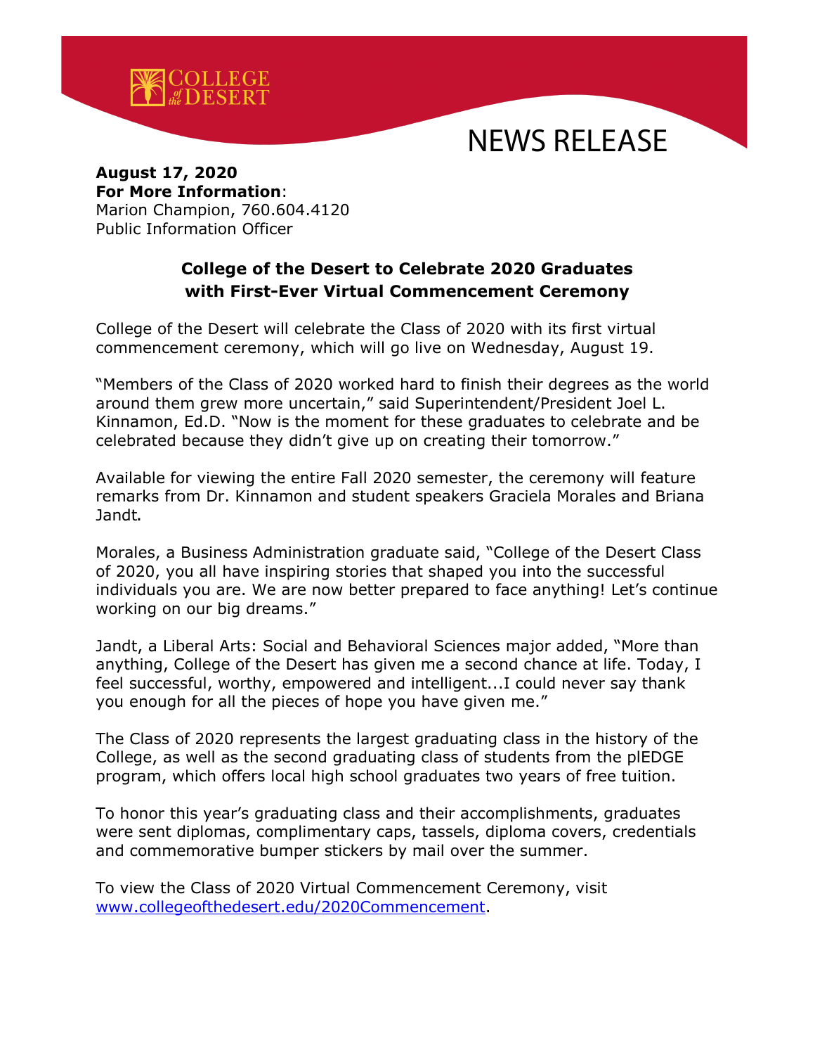COLLEGE of the DESERT

# NEWS RELEASE

**August 17, 2020**
**For More Information**:
Marion Champion, 760.604.4120
Public Information Officer

## College of the Desert to Celebrate 2020 Graduates with First-Ever Virtual Commencement Ceremony

College of the Desert will celebrate the Class of 2020 with its first virtual commencement ceremony, which will go live on Wednesday, August 19.

"Members of the Class of 2020 worked hard to finish their degrees as the world around them grew more uncertain," said Superintendent/President Joel L. Kinnamon, Ed.D. "Now is the moment for these graduates to celebrate and be celebrated because they didn't give up on creating their tomorrow."

Available for viewing the entire Fall 2020 semester, the ceremony will feature remarks from Dr. Kinnamon and student speakers Graciela Morales and Briana Jandt.

Morales, a Business Administration graduate said, "College of the Desert Class of 2020, you all have inspiring stories that shaped you into the successful individuals you are. We are now better prepared to face anything! Let's continue working on our big dreams."

Jandt, a Liberal Arts: Social and Behavioral Sciences major added, "More than anything, College of the Desert has given me a second chance at life. Today, I feel successful, worthy, empowered and intelligent...I could never say thank you enough for all the pieces of hope you have given me."

The Class of 2020 represents the largest graduating class in the history of the College, as well as the second graduating class of students from the plEDGE program, which offers local high school graduates two years of free tuition.

To honor this year's graduating class and their accomplishments, graduates were sent diplomas, complimentary caps, tassels, diploma covers, credentials and commemorative bumper stickers by mail over the summer.

To view the Class of 2020 Virtual Commencement Ceremony, visit [www.collegeofthedesert.edu/2020Commencement](www.collegeofthedesert.edu/2020Commencement).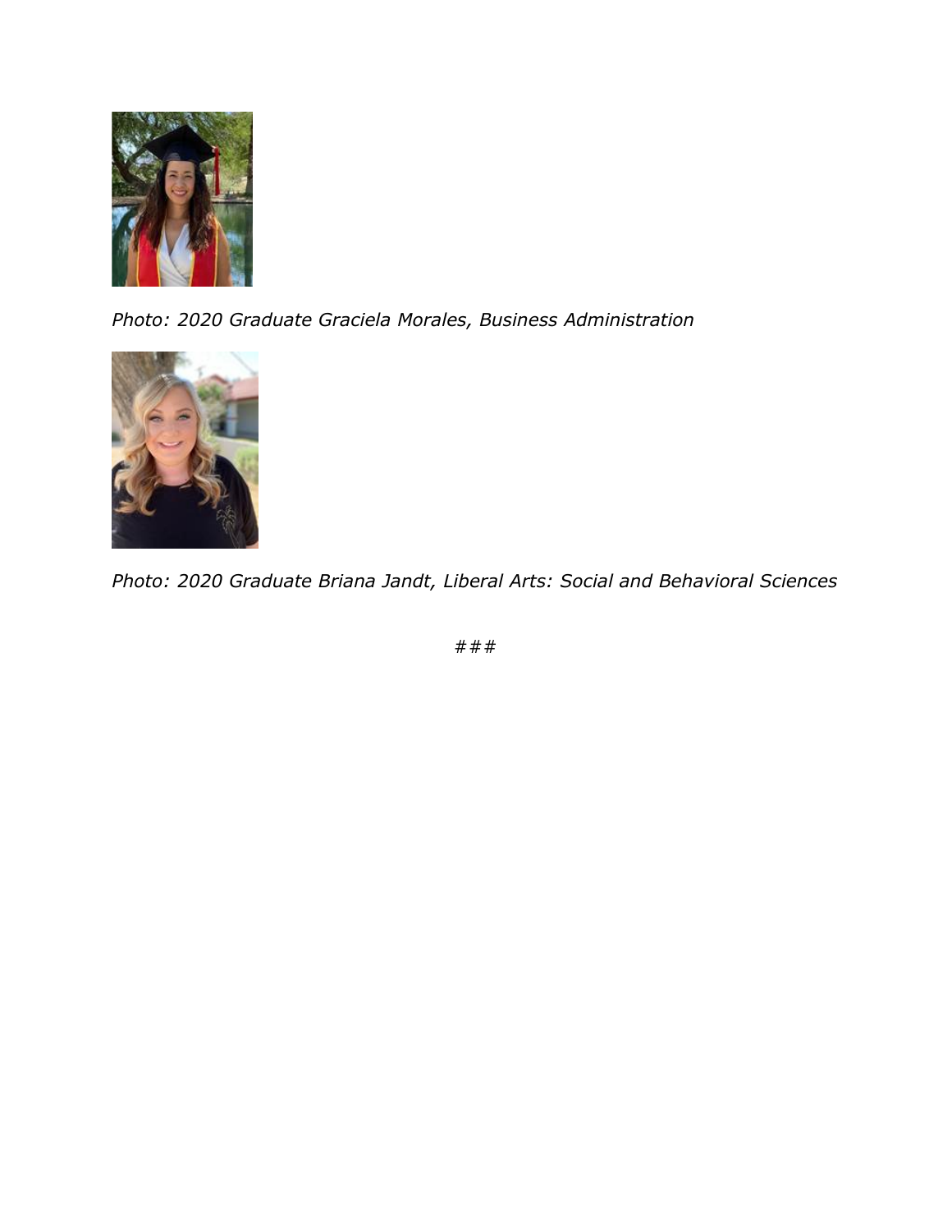*Photo: 2020 Graduate Graciela Morales, Business Administration*

*Photo: 2020 Graduate Briana Jandt, Liberal Arts: Social and Behavioral Sciences*

###